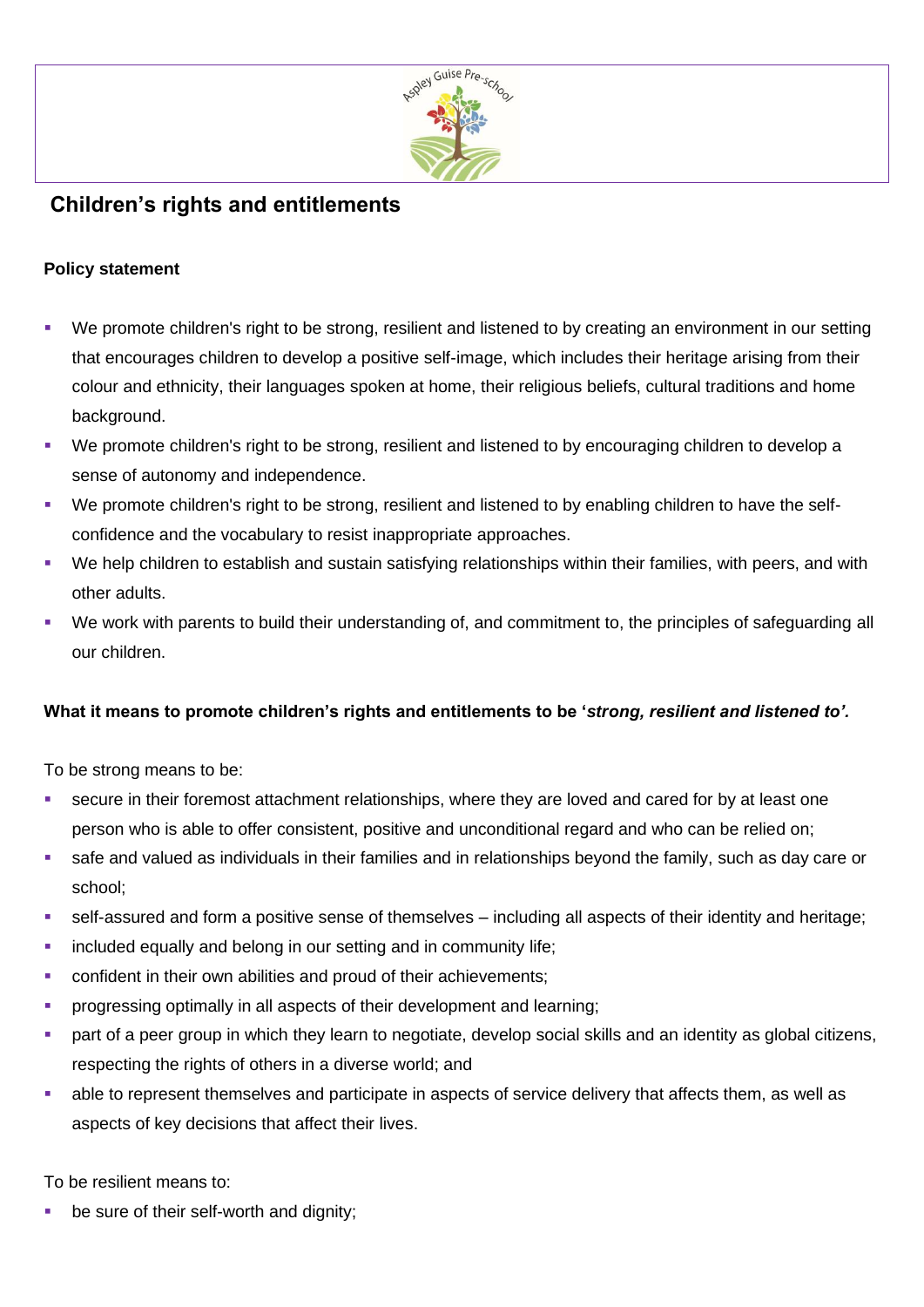# Children's rights and entitlements

**Policy statement**

- We promote children's right to be strong, resilient and listened to by creating an environment in our setting that encourages children to develop a positive self-image, which includes their heritage arising from their colour and ethnicity, their languages spoken at home, their religious beliefs, cultural traditions and home background.
- We promote children's right to be strong, resilient and listened to by encouraging children to develop a sense of autonomy and independence.
- We promote children's right to be strong, resilient and listened to by enabling children to have the self-confidence and the vocabulary to resist inappropriate approaches.
- We help children to establish and sustain satisfying relationships within their families, with peers, and with other adults.
- We work with parents to build their understanding of, and commitment to, the principles of safeguarding all our children.

**What it means to promote children's rights and entitlements to be '*strong, resilient and listened to'.***

To be strong means to be:

- secure in their foremost attachment relationships, where they are loved and cared for by at least one person who is able to offer consistent, positive and unconditional regard and who can be relied on;
- safe and valued as individuals in their families and in relationships beyond the family, such as day care or school;
- self-assured and form a positive sense of themselves – including all aspects of their identity and heritage;
- included equally and belong in our setting and in community life;
- confident in their own abilities and proud of their achievements;
- progressing optimally in all aspects of their development and learning;
- part of a peer group in which they learn to negotiate, develop social skills and an identity as global citizens, respecting the rights of others in a diverse world; and
- able to represent themselves and participate in aspects of service delivery that affects them, as well as aspects of key decisions that affect their lives.

To be resilient means to:

- be sure of their self-worth and dignity;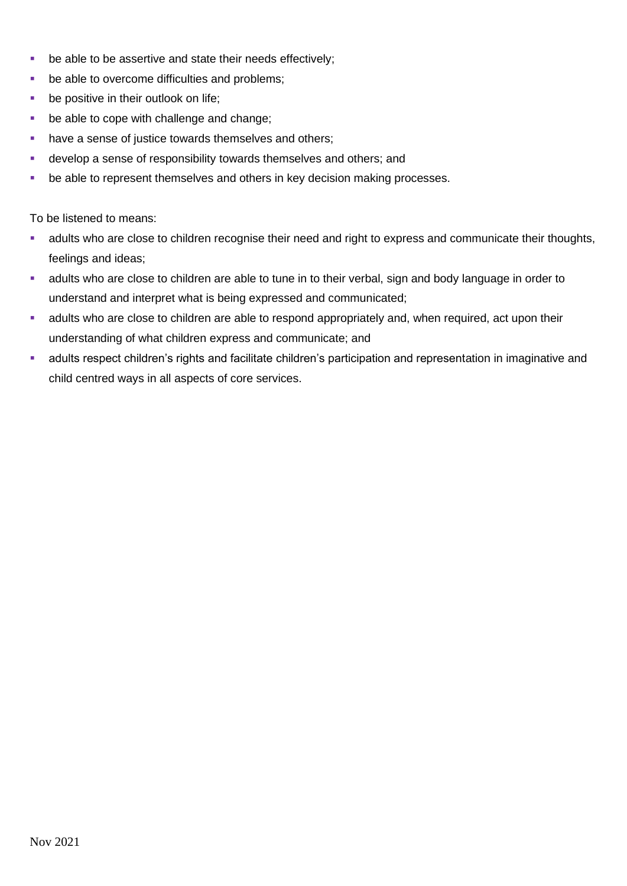- be able to be assertive and state their needs effectively;
- be able to overcome difficulties and problems;
- be positive in their outlook on life;
- be able to cope with challenge and change;
- have a sense of justice towards themselves and others;
- develop a sense of responsibility towards themselves and others; and
- be able to represent themselves and others in key decision making processes.

To be listened to means:

- adults who are close to children recognise their need and right to express and communicate their thoughts, feelings and ideas;
- adults who are close to children are able to tune in to their verbal, sign and body language in order to understand and interpret what is being expressed and communicated;
- adults who are close to children are able to respond appropriately and, when required, act upon their understanding of what children express and communicate; and
- adults respect children's rights and facilitate children's participation and representation in imaginative and child centred ways in all aspects of core services.

Nov 2021